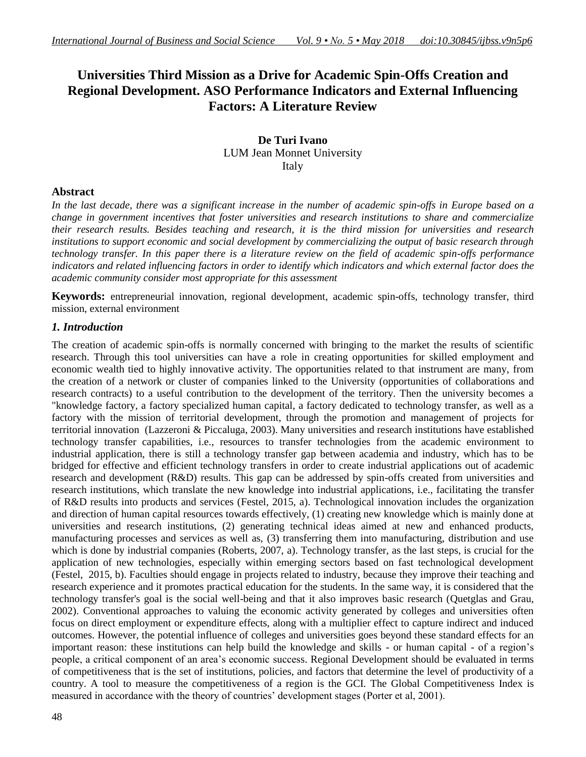# Universities Third Mission as a Drive for Academic Spin-Offs Creation and Regional Development. ASO Performance Indicators and External Influencing Factors: A Literature Review

**De Turi Ivano**
LUM Jean Monnet University
Italy

## Abstract

*In the last decade, there was a significant increase in the number of academic spin-offs in Europe based on a change in government incentives that foster universities and research institutions to share and commercialize their research results. Besides teaching and research, it is the third mission for universities and research institutions to support economic and social development by commercializing the output of basic research through technology transfer. In this paper there is a literature review on the field of academic spin-offs performance indicators and related influencing factors in order to identify which indicators and which external factor does the academic community consider most appropriate for this assessment*

**Keywords:** entrepreneurial innovation, regional development, academic spin-offs, technology transfer, third mission, external environment

## *1. Introduction*

The creation of academic spin-offs is normally concerned with bringing to the market the results of scientific research. Through this tool universities can have a role in creating opportunities for skilled employment and economic wealth tied to highly innovative activity. The opportunities related to that instrument are many, from the creation of a network or cluster of companies linked to the University (opportunities of collaborations and research contracts) to a useful contribution to the development of the territory. Then the university becomes a "knowledge factory, a factory specialized human capital, a factory dedicated to technology transfer, as well as a factory with the mission of territorial development, through the promotion and management of projects for territorial innovation (Lazzeroni & Piccaluga, 2003). Many universities and research institutions have established technology transfer capabilities, i.e., resources to transfer technologies from the academic environment to industrial application, there is still a technology transfer gap between academia and industry, which has to be bridged for effective and efficient technology transfers in order to create industrial applications out of academic research and development (R&D) results. This gap can be addressed by spin-offs created from universities and research institutions, which translate the new knowledge into industrial applications, i.e., facilitating the transfer of R&D results into products and services (Festel, 2015, a). Technological innovation includes the organization and direction of human capital resources towards effectively, (1) creating new knowledge which is mainly done at universities and research institutions, (2) generating technical ideas aimed at new and enhanced products, manufacturing processes and services as well as, (3) transferring them into manufacturing, distribution and use which is done by industrial companies (Roberts, 2007, a). Technology transfer, as the last steps, is crucial for the application of new technologies, especially within emerging sectors based on fast technological development (Festel, 2015, b). Faculties should engage in projects related to industry, because they improve their teaching and research experience and it promotes practical education for the students. In the same way, it is considered that the technology transfer's goal is the social well-being and that it also improves basic research (Quetglas and Grau, 2002). Conventional approaches to valuing the economic activity generated by colleges and universities often focus on direct employment or expenditure effects, along with a multiplier effect to capture indirect and induced outcomes. However, the potential influence of colleges and universities goes beyond these standard effects for an important reason: these institutions can help build the knowledge and skills - or human capital - of a region's people, a critical component of an area's economic success. Regional Development should be evaluated in terms of competitiveness that is the set of institutions, policies, and factors that determine the level of productivity of a country. A tool to measure the competitiveness of a region is the GCI. The Global Competitiveness Index is measured in accordance with the theory of countries' development stages (Porter et al, 2001).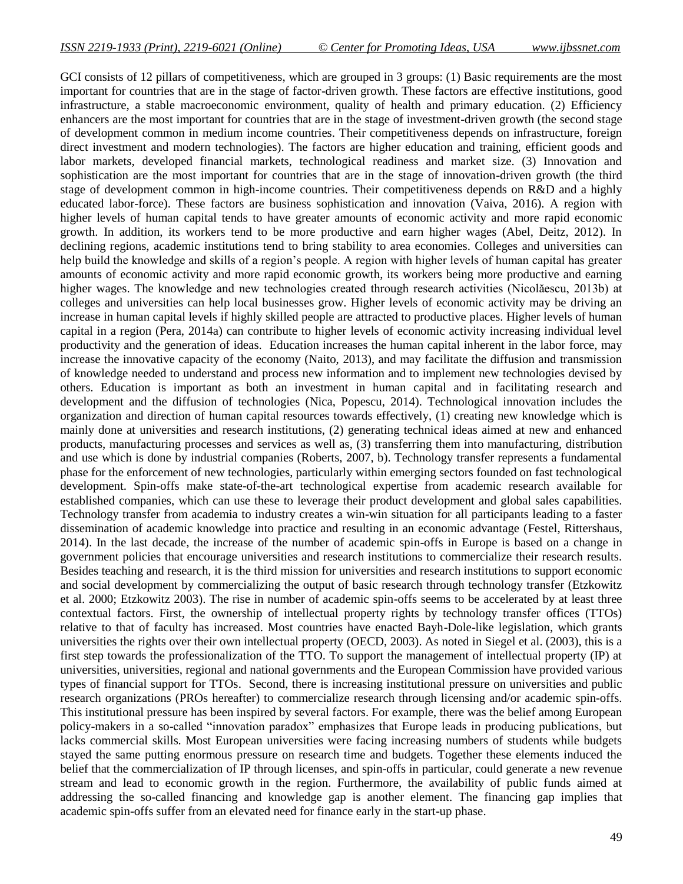GCI consists of 12 pillars of competitiveness, which are grouped in 3 groups: (1) Basic requirements are the most important for countries that are in the stage of factor-driven growth. These factors are effective institutions, good infrastructure, a stable macroeconomic environment, quality of health and primary education. (2) Efficiency enhancers are the most important for countries that are in the stage of investment-driven growth (the second stage of development common in medium income countries. Their competitiveness depends on infrastructure, foreign direct investment and modern technologies). The factors are higher education and training, efficient goods and labor markets, developed financial markets, technological readiness and market size. (3) Innovation and sophistication are the most important for countries that are in the stage of innovation-driven growth (the third stage of development common in high-income countries. Their competitiveness depends on R&D and a highly educated labor-force). These factors are business sophistication and innovation (Vaiva, 2016). A region with higher levels of human capital tends to have greater amounts of economic activity and more rapid economic growth. In addition, its workers tend to be more productive and earn higher wages (Abel, Deitz, 2012). In declining regions, academic institutions tend to bring stability to area economies. Colleges and universities can help build the knowledge and skills of a region's people. A region with higher levels of human capital has greater amounts of economic activity and more rapid economic growth, its workers being more productive and earning higher wages. The knowledge and new technologies created through research activities (Nicolăescu, 2013b) at colleges and universities can help local businesses grow. Higher levels of economic activity may be driving an increase in human capital levels if highly skilled people are attracted to productive places. Higher levels of human capital in a region (Pera, 2014a) can contribute to higher levels of economic activity increasing individual level productivity and the generation of ideas. Education increases the human capital inherent in the labor force, may increase the innovative capacity of the economy (Naito, 2013), and may facilitate the diffusion and transmission of knowledge needed to understand and process new information and to implement new technologies devised by others. Education is important as both an investment in human capital and in facilitating research and development and the diffusion of technologies (Nica, Popescu, 2014). Technological innovation includes the organization and direction of human capital resources towards effectively, (1) creating new knowledge which is mainly done at universities and research institutions, (2) generating technical ideas aimed at new and enhanced products, manufacturing processes and services as well as, (3) transferring them into manufacturing, distribution and use which is done by industrial companies (Roberts, 2007, b). Technology transfer represents a fundamental phase for the enforcement of new technologies, particularly within emerging sectors founded on fast technological development. Spin-offs make state-of-the-art technological expertise from academic research available for established companies, which can use these to leverage their product development and global sales capabilities. Technology transfer from academia to industry creates a win-win situation for all participants leading to a faster dissemination of academic knowledge into practice and resulting in an economic advantage (Festel, Rittershaus, 2014). In the last decade, the increase of the number of academic spin-offs in Europe is based on a change in government policies that encourage universities and research institutions to commercialize their research results. Besides teaching and research, it is the third mission for universities and research institutions to support economic and social development by commercializing the output of basic research through technology transfer (Etzkowitz et al. 2000; Etzkowitz 2003). The rise in number of academic spin-offs seems to be accelerated by at least three contextual factors. First, the ownership of intellectual property rights by technology transfer offices (TTOs) relative to that of faculty has increased. Most countries have enacted Bayh-Dole-like legislation, which grants universities the rights over their own intellectual property (OECD, 2003). As noted in Siegel et al. (2003), this is a first step towards the professionalization of the TTO. To support the management of intellectual property (IP) at universities, universities, regional and national governments and the European Commission have provided various types of financial support for TTOs. Second, there is increasing institutional pressure on universities and public research organizations (PROs hereafter) to commercialize research through licensing and/or academic spin-offs. This institutional pressure has been inspired by several factors. For example, there was the belief among European policy-makers in a so-called "innovation paradox" emphasizes that Europe leads in producing publications, but lacks commercial skills. Most European universities were facing increasing numbers of students while budgets stayed the same putting enormous pressure on research time and budgets. Together these elements induced the belief that the commercialization of IP through licenses, and spin-offs in particular, could generate a new revenue stream and lead to economic growth in the region. Furthermore, the availability of public funds aimed at addressing the so-called financing and knowledge gap is another element. The financing gap implies that academic spin-offs suffer from an elevated need for finance early in the start-up phase.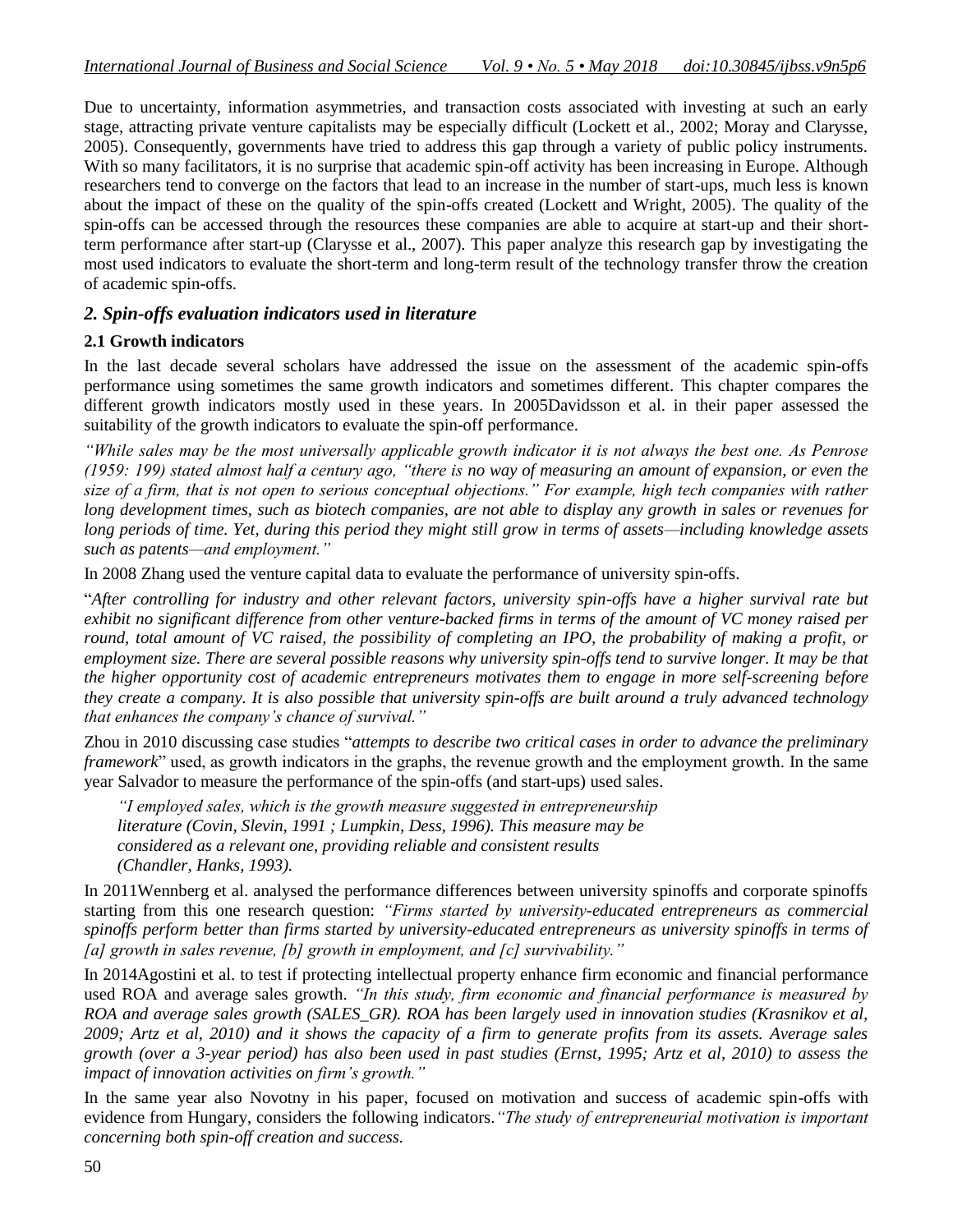Due to uncertainty, information asymmetries, and transaction costs associated with investing at such an early stage, attracting private venture capitalists may be especially difficult (Lockett et al., 2002; Moray and Clarysse, 2005). Consequently, governments have tried to address this gap through a variety of public policy instruments. With so many facilitators, it is no surprise that academic spin-off activity has been increasing in Europe. Although researchers tend to converge on the factors that lead to an increase in the number of start-ups, much less is known about the impact of these on the quality of the spin-offs created (Lockett and Wright, 2005). The quality of the spin-offs can be accessed through the resources these companies are able to acquire at start-up and their short-term performance after start-up (Clarysse et al., 2007). This paper analyze this research gap by investigating the most used indicators to evaluate the short-term and long-term result of the technology transfer throw the creation of academic spin-offs.

## *2. Spin-offs evaluation indicators used in literature*

### 2.1 Growth indicators

In the last decade several scholars have addressed the issue on the assessment of the academic spin-offs performance using sometimes the same growth indicators and sometimes different. This chapter compares the different growth indicators mostly used in these years. In 2005Davidsson et al. in their paper assessed the suitability of the growth indicators to evaluate the spin-off performance.

*"While sales may be the most universally applicable growth indicator it is not always the best one. As Penrose (1959: 199) stated almost half a century ago, "there is no way of measuring an amount of expansion, or even the size of a firm, that is not open to serious conceptual objections." For example, high tech companies with rather long development times, such as biotech companies, are not able to display any growth in sales or revenues for long periods of time. Yet, during this period they might still grow in terms of assets—including knowledge assets such as patents—and employment."*

In 2008 Zhang used the venture capital data to evaluate the performance of university spin-offs.

"*After controlling for industry and other relevant factors, university spin-offs have a higher survival rate but exhibit no significant difference from other venture-backed firms in terms of the amount of VC money raised per round, total amount of VC raised, the possibility of completing an IPO, the probability of making a profit, or employment size. There are several possible reasons why university spin-offs tend to survive longer. It may be that the higher opportunity cost of academic entrepreneurs motivates them to engage in more self-screening before they create a company. It is also possible that university spin-offs are built around a truly advanced technology that enhances the company's chance of survival."*

Zhou in 2010 discussing case studies "*attempts to describe two critical cases in order to advance the preliminary framework*" used, as growth indicators in the graphs, the revenue growth and the employment growth. In the same year Salvador to measure the performance of the spin-offs (and start-ups) used sales.

> *"I employed sales, which is the growth measure suggested in entrepreneurship literature (Covin, Slevin, 1991 ; Lumpkin, Dess, 1996). This measure may be considered as a relevant one, providing reliable and consistent results (Chandler, Hanks, 1993).*

In 2011Wennberg et al. analysed the performance differences between university spinoffs and corporate spinoffs starting from this one research question: *"Firms started by university-educated entrepreneurs as commercial spinoffs perform better than firms started by university-educated entrepreneurs as university spinoffs in terms of [a] growth in sales revenue, [b] growth in employment, and [c] survivability."*

In 2014Agostini et al. to test if protecting intellectual property enhance firm economic and financial performance used ROA and average sales growth. *"In this study, firm economic and financial performance is measured by ROA and average sales growth (SALES_GR). ROA has been largely used in innovation studies (Krasnikov et al, 2009; Artz et al, 2010) and it shows the capacity of a firm to generate profits from its assets. Average sales growth (over a 3-year period) has also been used in past studies (Ernst, 1995; Artz et al, 2010) to assess the impact of innovation activities on firm's growth."*

In the same year also Novotny in his paper, focused on motivation and success of academic spin-offs with evidence from Hungary, considers the following indicators.*"The study of entrepreneurial motivation is important concerning both spin-off creation and success.*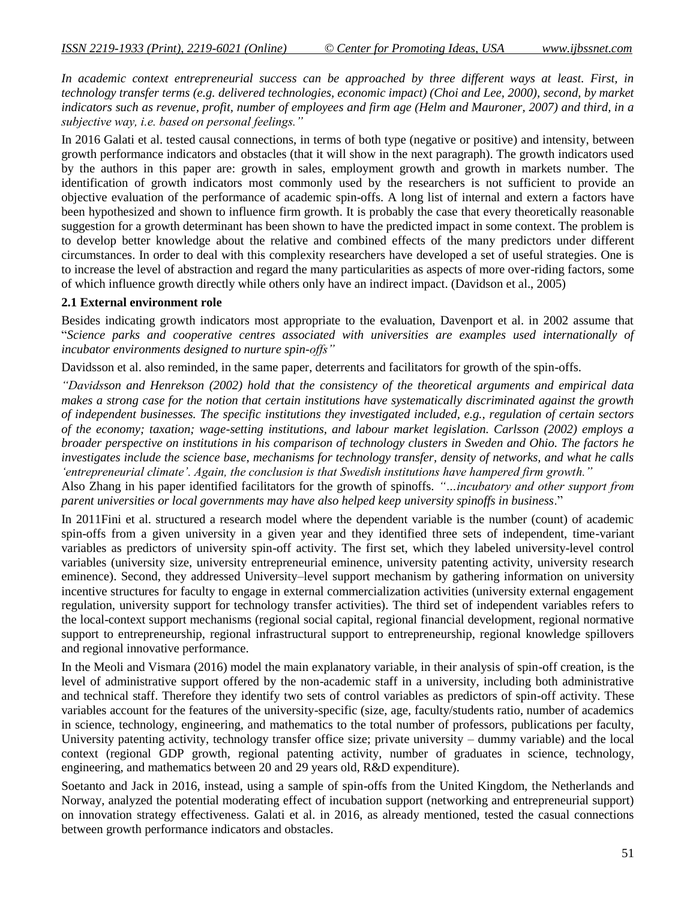*In academic context entrepreneurial success can be approached by three different ways at least. First, in technology transfer terms (e.g. delivered technologies, economic impact) (Choi and Lee, 2000), second, by market indicators such as revenue, profit, number of employees and firm age (Helm and Mauroner, 2007) and third, in a subjective way, i.e. based on personal feelings."*

In 2016 Galati et al. tested causal connections, in terms of both type (negative or positive) and intensity, between growth performance indicators and obstacles (that it will show in the next paragraph). The growth indicators used by the authors in this paper are: growth in sales, employment growth and growth in markets number. The identification of growth indicators most commonly used by the researchers is not sufficient to provide an objective evaluation of the performance of academic spin-offs. A long list of internal and extern a factors have been hypothesized and shown to influence firm growth. It is probably the case that every theoretically reasonable suggestion for a growth determinant has been shown to have the predicted impact in some context. The problem is to develop better knowledge about the relative and combined effects of the many predictors under different circumstances. In order to deal with this complexity researchers have developed a set of useful strategies. One is to increase the level of abstraction and regard the many particularities as aspects of more over-riding factors, some of which influence growth directly while others only have an indirect impact. (Davidson et al., 2005)

### 2.1 External environment role

Besides indicating growth indicators most appropriate to the evaluation, Davenport et al. in 2002 assume that "*Science parks and cooperative centres associated with universities are examples used internationally of incubator environments designed to nurture spin-offs"*

Davidsson et al. also reminded, in the same paper, deterrents and facilitators for growth of the spin-offs.

*"Davidsson and Henrekson (2002) hold that the consistency of the theoretical arguments and empirical data makes a strong case for the notion that certain institutions have systematically discriminated against the growth of independent businesses. The specific institutions they investigated included, e.g., regulation of certain sectors of the economy; taxation; wage-setting institutions, and labour market legislation. Carlsson (2002) employs a broader perspective on institutions in his comparison of technology clusters in Sweden and Ohio. The factors he investigates include the science base, mechanisms for technology transfer, density of networks, and what he calls 'entrepreneurial climate'. Again, the conclusion is that Swedish institutions have hampered firm growth."*

Also Zhang in his paper identified facilitators for the growth of spinoffs. *"…incubatory and other support from parent universities or local governments may have also helped keep university spinoffs in business*."

In 2011Fini et al. structured a research model where the dependent variable is the number (count) of academic spin-offs from a given university in a given year and they identified three sets of independent, time-variant variables as predictors of university spin-off activity. The first set, which they labeled university-level control variables (university size, university entrepreneurial eminence, university patenting activity, university research eminence). Second, they addressed University–level support mechanism by gathering information on university incentive structures for faculty to engage in external commercialization activities (university external engagement regulation, university support for technology transfer activities). The third set of independent variables refers to the local-context support mechanisms (regional social capital, regional financial development, regional normative support to entrepreneurship, regional infrastructural support to entrepreneurship, regional knowledge spillovers and regional innovative performance.

In the Meoli and Vismara (2016) model the main explanatory variable, in their analysis of spin-off creation, is the level of administrative support offered by the non-academic staff in a university, including both administrative and technical staff. Therefore they identify two sets of control variables as predictors of spin-off activity. These variables account for the features of the university-specific (size, age, faculty/students ratio, number of academics in science, technology, engineering, and mathematics to the total number of professors, publications per faculty, University patenting activity, technology transfer office size; private university – dummy variable) and the local context (regional GDP growth, regional patenting activity, number of graduates in science, technology, engineering, and mathematics between 20 and 29 years old, R&D expenditure).

Soetanto and Jack in 2016, instead, using a sample of spin-offs from the United Kingdom, the Netherlands and Norway, analyzed the potential moderating effect of incubation support (networking and entrepreneurial support) on innovation strategy effectiveness. Galati et al. in 2016, as already mentioned, tested the casual connections between growth performance indicators and obstacles.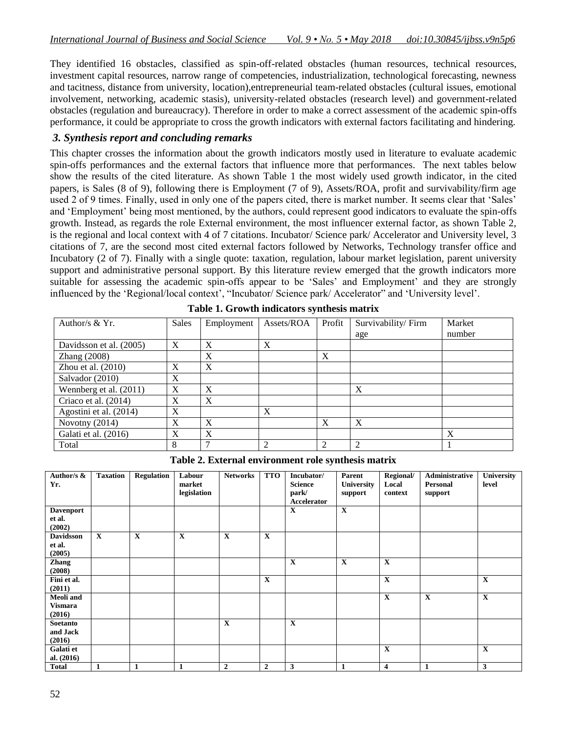They identified 16 obstacles, classified as spin-off-related obstacles (human resources, technical resources, investment capital resources, narrow range of competencies, industrialization, technological forecasting, newness and tacitness, distance from university, location),entrepreneurial team-related obstacles (cultural issues, emotional involvement, networking, academic stasis), university-related obstacles (research level) and government-related obstacles (regulation and bureaucracy). Therefore in order to make a correct assessment of the academic spin-offs performance, it could be appropriate to cross the growth indicators with external factors facilitating and hindering.

## 3. Synthesis report and concluding remarks

This chapter crosses the information about the growth indicators mostly used in literature to evaluate academic spin-offs performances and the external factors that influence more that performances. The next tables below show the results of the cited literature. As shown Table 1 the most widely used growth indicator, in the cited papers, is Sales (8 of 9), following there is Employment (7 of 9), Assets/ROA, profit and survivability/firm age used 2 of 9 times. Finally, used in only one of the papers cited, there is market number. It seems clear that 'Sales' and 'Employment' being most mentioned, by the authors, could represent good indicators to evaluate the spin-offs growth. Instead, as regards the role External environment, the most influencer external factor, as shown Table 2, is the regional and local context with 4 of 7 citations. Incubator/ Science park/ Accelerator and University level, 3 citations of 7, are the second most cited external factors followed by Networks, Technology transfer office and Incubatory (2 of 7). Finally with a single quote: taxation, regulation, labour market legislation, parent university support and administrative personal support. By this literature review emerged that the growth indicators more suitable for assessing the academic spin-offs appear to be 'Sales' and Employment' and they are strongly influenced by the 'Regional/local context', "Incubator/ Science park/ Accelerator" and 'University level'.

**Table 1. Growth indicators synthesis matrix**

| Author/s & Yr. | Sales | Employment | Assets/ROA | Profit | Survivability/ Firm age | Market number |
|---|---|---|---|---|---|---|
| Davidsson et al. (2005) | X | X | X | | | |
| Zhang (2008) | | X | | X | | |
| Zhou et al. (2010) | X | X | | | | |
| Salvador (2010) | X | | | | | |
| Wennberg et al. (2011) | X | X | | | X | |
| Criaco et al. (2014) | X | X | | | | |
| Agostini et al. (2014) | X | | X | | | |
| Novotny (2014) | X | X | | X | X | |
| Galati et al. (2016) | X | X | | | | X |
| Total | 8 | 7 | 2 | 2 | 2 | 1 |

**Table 2. External environment role synthesis matrix**

| Author/s & Yr. | Taxation | Regulation | Labour market legislation | Networks | TTO | Incubator/ Science park/ Accelerator | Parent University support | Regional/ Local context | Administrative Personal support | University level |
|---|---|---|---|---|---|---|---|---|---|---|
| Davenport et al. (2002) | | | | | | X | X | | | |
| Davidsson et al. (2005) | X | X | X | X | X | | | | | |
| Zhang (2008) | | | | | | X | X | X | | |
| Fini et al. (2011) | | | | | X | | | X | | X |
| Meoli and Vismara (2016) | | | | | | | | X | X | X |
| Soetanto and Jack (2016) | | | | X | | X | | | | |
| Galati et al. (2016) | | | | | | | | X | | X |
| Total | 1 | 1 | 1 | 2 | 2 | 3 | 1 | 4 | 1 | 3 |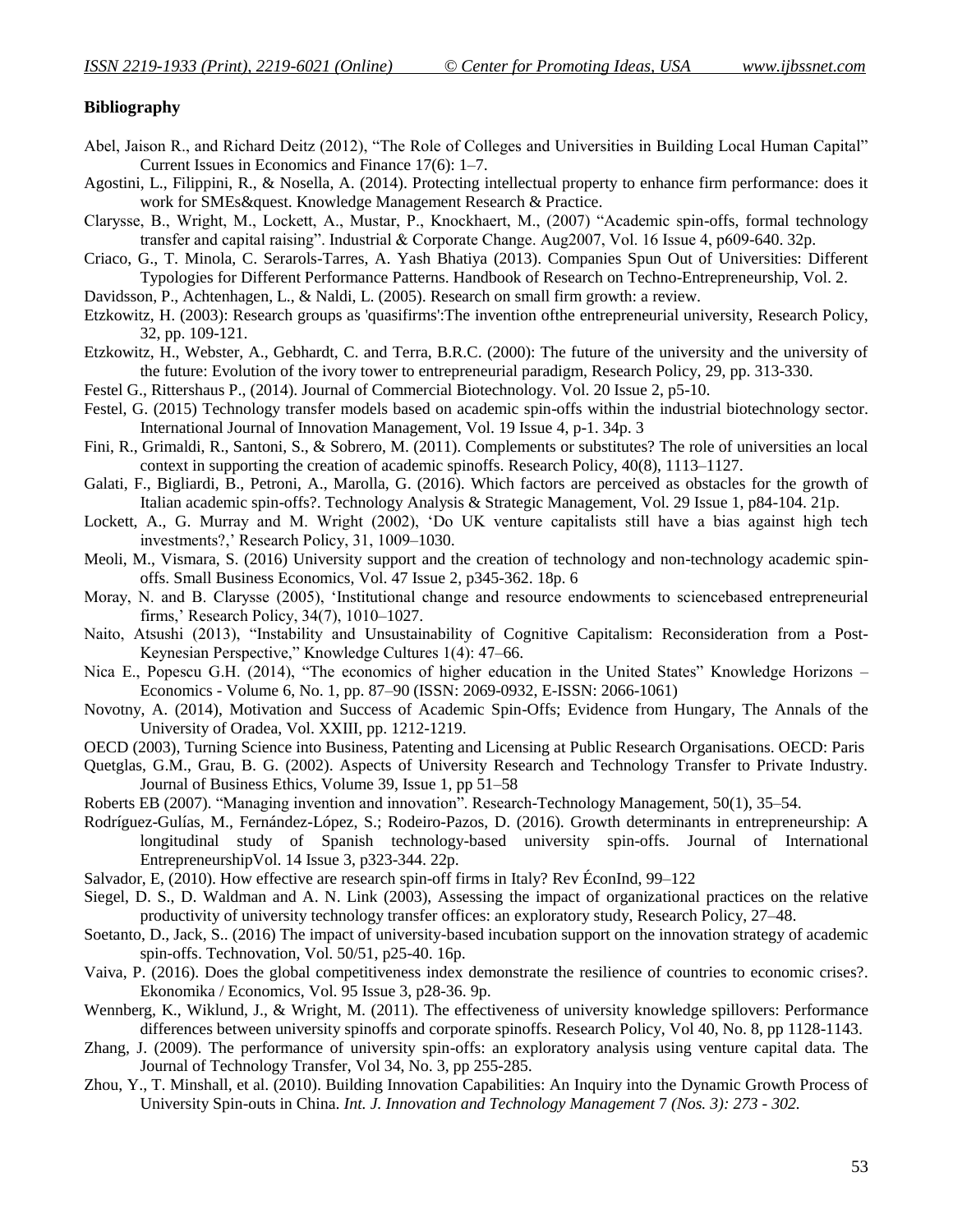**Bibliography**

Abel, Jaison R., and Richard Deitz (2012), "The Role of Colleges and Universities in Building Local Human Capital" Current Issues in Economics and Finance 17(6): 1–7.

Agostini, L., Filippini, R., & Nosella, A. (2014). Protecting intellectual property to enhance firm performance: does it work for SMEs&quest. Knowledge Management Research & Practice.

Clarysse, B., Wright, M., Lockett, A., Mustar, P., Knockhaert, M., (2007) "Academic spin-offs, formal technology transfer and capital raising". Industrial & Corporate Change. Aug2007, Vol. 16 Issue 4, p609-640. 32p.

Criaco, G., T. Minola, C. Serarols-Tarres, A. Yash Bhatiya (2013). Companies Spun Out of Universities: Different Typologies for Different Performance Patterns. Handbook of Research on Techno-Entrepreneurship, Vol. 2.

Davidsson, P., Achtenhagen, L., & Naldi, L. (2005). Research on small firm growth: a review.

Etzkowitz, H. (2003): Research groups as 'quasifirms':The invention ofthe entrepreneurial university, Research Policy, 32, pp. 109-121.

Etzkowitz, H., Webster, A., Gebhardt, C. and Terra, B.R.C. (2000): The future of the university and the university of the future: Evolution of the ivory tower to entrepreneurial paradigm, Research Policy, 29, pp. 313-330.

Festel G., Rittershaus P., (2014). Journal of Commercial Biotechnology. Vol. 20 Issue 2, p5-10.

Festel, G. (2015) Technology transfer models based on academic spin-offs within the industrial biotechnology sector. International Journal of Innovation Management, Vol. 19 Issue 4, p-1. 34p. 3

Fini, R., Grimaldi, R., Santoni, S., & Sobrero, M. (2011). Complements or substitutes? The role of universities an local context in supporting the creation of academic spinoffs. Research Policy, 40(8), 1113–1127.

Galati, F., Bigliardi, B., Petroni, A., Marolla, G. (2016). Which factors are perceived as obstacles for the growth of Italian academic spin-offs?. Technology Analysis & Strategic Management, Vol. 29 Issue 1, p84-104. 21p.

Lockett, A., G. Murray and M. Wright (2002), 'Do UK venture capitalists still have a bias against high tech investments?,' Research Policy, 31, 1009–1030.

Meoli, M., Vismara, S. (2016) University support and the creation of technology and non-technology academic spin-offs. Small Business Economics, Vol. 47 Issue 2, p345-362. 18p. 6

Moray, N. and B. Clarysse (2005), 'Institutional change and resource endowments to sciencebased entrepreneurial firms,' Research Policy, 34(7), 1010–1027.

Naito, Atsushi (2013), "Instability and Unsustainability of Cognitive Capitalism: Reconsideration from a Post-Keynesian Perspective," Knowledge Cultures 1(4): 47–66.

Nica E., Popescu G.H. (2014), "The economics of higher education in the United States" Knowledge Horizons – Economics - Volume 6, No. 1, pp. 87–90 (ISSN: 2069-0932, E-ISSN: 2066-1061)

Novotny, A. (2014), Motivation and Success of Academic Spin-Offs; Evidence from Hungary, The Annals of the University of Oradea, Vol. XXIII, pp. 1212-1219.

OECD (2003), Turning Science into Business, Patenting and Licensing at Public Research Organisations. OECD: Paris

Quetglas, G.M., Grau, B. G. (2002). Aspects of University Research and Technology Transfer to Private Industry. Journal of Business Ethics, Volume 39, Issue 1, pp 51–58

Roberts EB (2007). "Managing invention and innovation". Research-Technology Management, 50(1), 35–54.

Rodríguez-Gulías, M., Fernández-López, S.; Rodeiro-Pazos, D. (2016). Growth determinants in entrepreneurship: A longitudinal study of Spanish technology-based university spin-offs. Journal of International EntrepreneurshipVol. 14 Issue 3, p323-344. 22p.

Salvador, E, (2010). How effective are research spin-off firms in Italy? Rev ÉconInd, 99–122

Siegel, D. S., D. Waldman and A. N. Link (2003), Assessing the impact of organizational practices on the relative productivity of university technology transfer offices: an exploratory study, Research Policy, 27–48.

Soetanto, D., Jack, S.. (2016) The impact of university-based incubation support on the innovation strategy of academic spin-offs. Technovation, Vol. 50/51, p25-40. 16p.

Vaiva, P. (2016). Does the global competitiveness index demonstrate the resilience of countries to economic crises?. Ekonomika / Economics, Vol. 95 Issue 3, p28-36. 9p.

Wennberg, K., Wiklund, J., & Wright, M. (2011). The effectiveness of university knowledge spillovers: Performance differences between university spinoffs and corporate spinoffs. Research Policy, Vol 40, No. 8, pp 1128-1143.

Zhang, J. (2009). The performance of university spin-offs: an exploratory analysis using venture capital data. The Journal of Technology Transfer, Vol 34, No. 3, pp 255-285.

Zhou, Y., T. Minshall, et al. (2010). Building Innovation Capabilities: An Inquiry into the Dynamic Growth Process of University Spin-outs in China. *Int. J. Innovation and Technology Management* 7 *(Nos. 3): 273 - 302.*